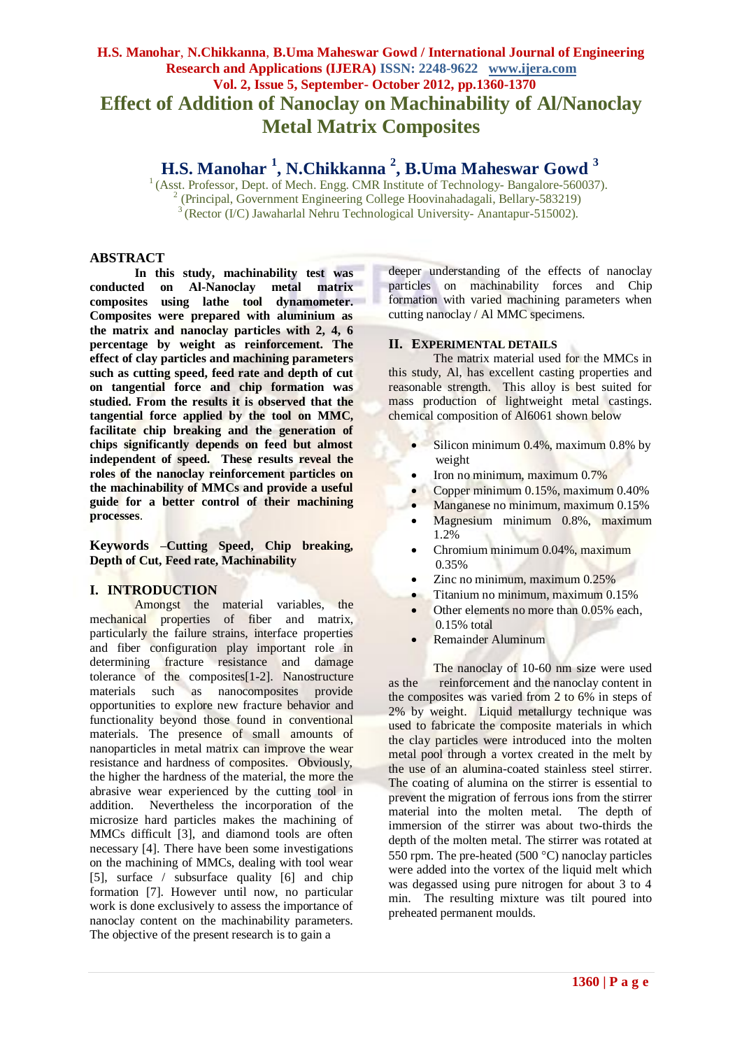# Effect of Addition of Nanoclay on Machinability of Al/Nanoclay Metal Matrix Composites

## H.S. Manohar [1], N.Chikkanna [2], B.Uma Maheswar Gowd [3]

[1] (Asst. Professor, Dept. of Mech. Engg. CMR Institute of Technology- Bangalore-560037).
[2] (Principal, Government Engineering College Hoovinahadagali, Bellary-583219)
[3] (Rector (I/C) Jawaharlal Nehru Technological University- Anantapur-515002).

## ABSTRACT

**In this study, machinability test was conducted on Al-Nanoclay metal matrix composites using lathe tool dynamometer. Composites were prepared with aluminium as the matrix and nanoclay particles with 2, 4, 6 percentage by weight as reinforcement. The effect of clay particles and machining parameters such as cutting speed, feed rate and depth of cut on tangential force and chip formation was studied. From the results it is observed that the tangential force applied by the tool on MMC, facilitate chip breaking and the generation of chips significantly depends on feed but almost independent of speed. These results reveal the roles of the nanoclay reinforcement particles on the machinability of MMCs and provide a useful guide for a better control of their machining processes**.

**Keywords –Cutting Speed, Chip breaking, Depth of Cut, Feed rate, Machinability**

## I. INTRODUCTION

Amongst the material variables, the mechanical properties of fiber and matrix, particularly the failure strains, interface properties and fiber configuration play important role in determining fracture resistance and damage tolerance of the composites[1-2]. Nanostructure materials such as nanocomposites provide opportunities to explore new fracture behavior and functionality beyond those found in conventional materials. The presence of small amounts of nanoparticles in metal matrix can improve the wear resistance and hardness of composites. Obviously, the higher the hardness of the material, the more the abrasive wear experienced by the cutting tool in addition. Nevertheless the incorporation of the microsize hard particles makes the machining of MMCs difficult [3], and diamond tools are often necessary [4]. There have been some investigations on the machining of MMCs, dealing with tool wear [5], surface / subsurface quality [6] and chip formation [7]. However until now, no particular work is done exclusively to assess the importance of nanoclay content on the machinability parameters. The objective of the present research is to gain a deeper understanding of the effects of nanoclay particles on machinability forces and Chip formation with varied machining parameters when cutting nanoclay / Al MMC specimens.

## II. EXPERIMENTAL DETAILS

The matrix material used for the MMCs in this study, Al, has excellent casting properties and reasonable strength. This alloy is best suited for mass production of lightweight metal castings. chemical composition of Al6061 shown below

- Silicon minimum 0.4%, maximum 0.8% by weight
- Iron no minimum, maximum 0.7%
- Copper minimum 0.15%, maximum 0.40%
- Manganese no minimum, maximum 0.15%
- Magnesium minimum 0.8%, maximum 1.2%
- Chromium minimum 0.04%, maximum 0.35%
- Zinc no minimum, maximum 0.25%
- Titanium no minimum, maximum 0.15%
- Other elements no more than 0.05% each, 0.15% total
- Remainder Aluminum

The nanoclay of 10-60 nm size were used as the reinforcement and the nanoclay content in the composites was varied from 2 to 6% in steps of 2% by weight. Liquid metallurgy technique was used to fabricate the composite materials in which the clay particles were introduced into the molten metal pool through a vortex created in the melt by the use of an alumina-coated stainless steel stirrer. The coating of alumina on the stirrer is essential to prevent the migration of ferrous ions from the stirrer material into the molten metal. The depth of immersion of the stirrer was about two-thirds the depth of the molten metal. The stirrer was rotated at 550 rpm. The pre-heated (500 °C) nanoclay particles were added into the vortex of the liquid melt which was degassed using pure nitrogen for about 3 to 4 min. The resulting mixture was tilt poured into preheated permanent moulds.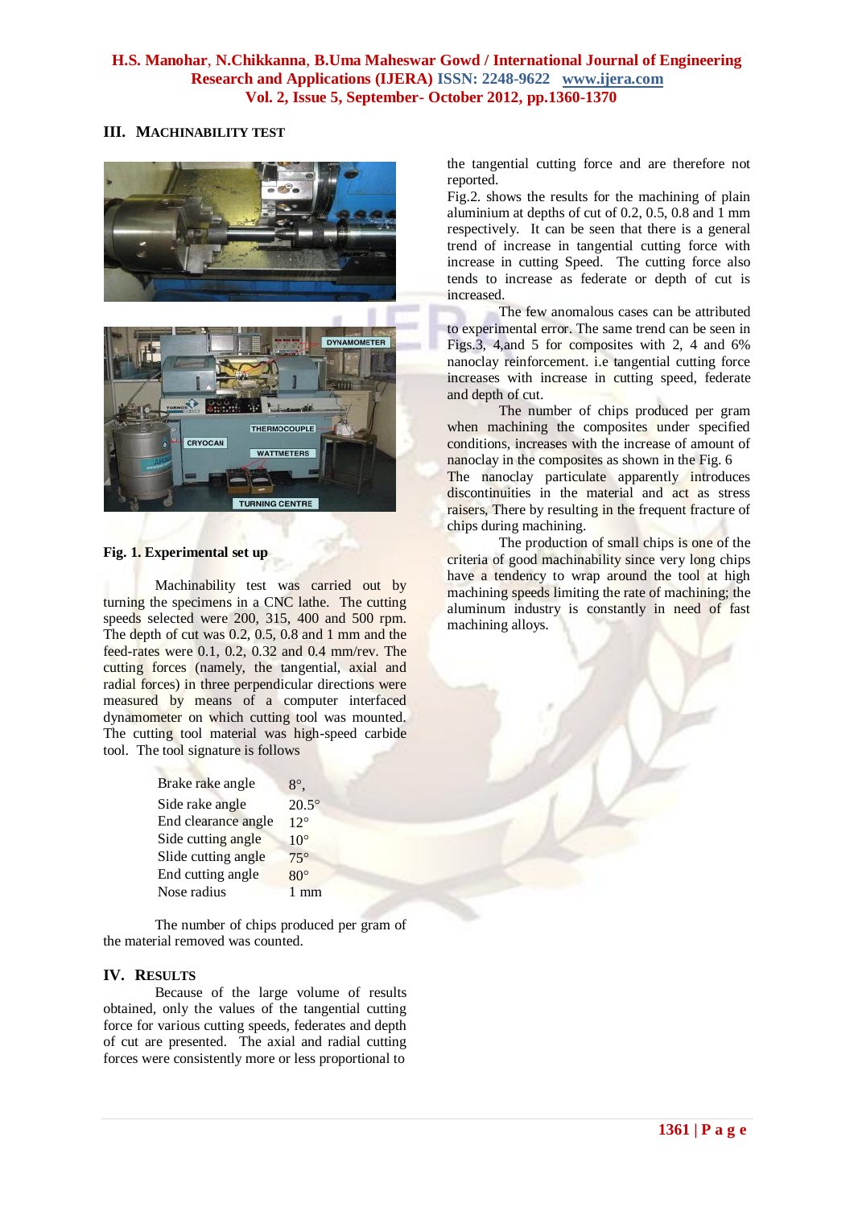## III. MACHINABILITY TEST

**Fig. 1. Experimental set up**

Machinability test was carried out by turning the specimens in a CNC lathe. The cutting speeds selected were 200, 315, 400 and 500 rpm. The depth of cut was 0.2, 0.5, 0.8 and 1 mm and the feed-rates were 0.1, 0.2, 0.32 and 0.4 mm/rev. The cutting forces (namely, the tangential, axial and radial forces) in three perpendicular directions were measured by means of a computer interfaced dynamometer on which cutting tool was mounted. The cutting tool material was high-speed carbide tool. The tool signature is follows

| | |
|---|---|
| Brake rake angle | 8°, |
| Side rake angle | 20.5° |
| End clearance angle | 12° |
| Side cutting angle | 10° |
| Slide cutting angle | 75° |
| End cutting angle | 80° |
| Nose radius | 1 mm |

The number of chips produced per gram of the material removed was counted.

## IV. RESULTS

Because of the large volume of results obtained, only the values of the tangential cutting force for various cutting speeds, federates and depth of cut are presented. The axial and radial cutting forces were consistently more or less proportional to the tangential cutting force and are therefore not reported.

Fig.2. shows the results for the machining of plain aluminium at depths of cut of 0.2, 0.5, 0.8 and 1 mm respectively. It can be seen that there is a general trend of increase in tangential cutting force with increase in cutting Speed. The cutting force also tends to increase as federate or depth of cut is increased.

The few anomalous cases can be attributed to experimental error. The same trend can be seen in Figs.3, 4,and 5 for composites with 2, 4 and 6% nanoclay reinforcement. i.e tangential cutting force increases with increase in cutting speed, federate and depth of cut.

The number of chips produced per gram when machining the composites under specified conditions, increases with the increase of amount of nanoclay in the composites as shown in the Fig. 6 The nanoclay particulate apparently introduces discontinuities in the material and act as stress raisers, There by resulting in the frequent fracture of chips during machining.

The production of small chips is one of the criteria of good machinability since very long chips have a tendency to wrap around the tool at high machining speeds limiting the rate of machining; the aluminum industry is constantly in need of fast machining alloys.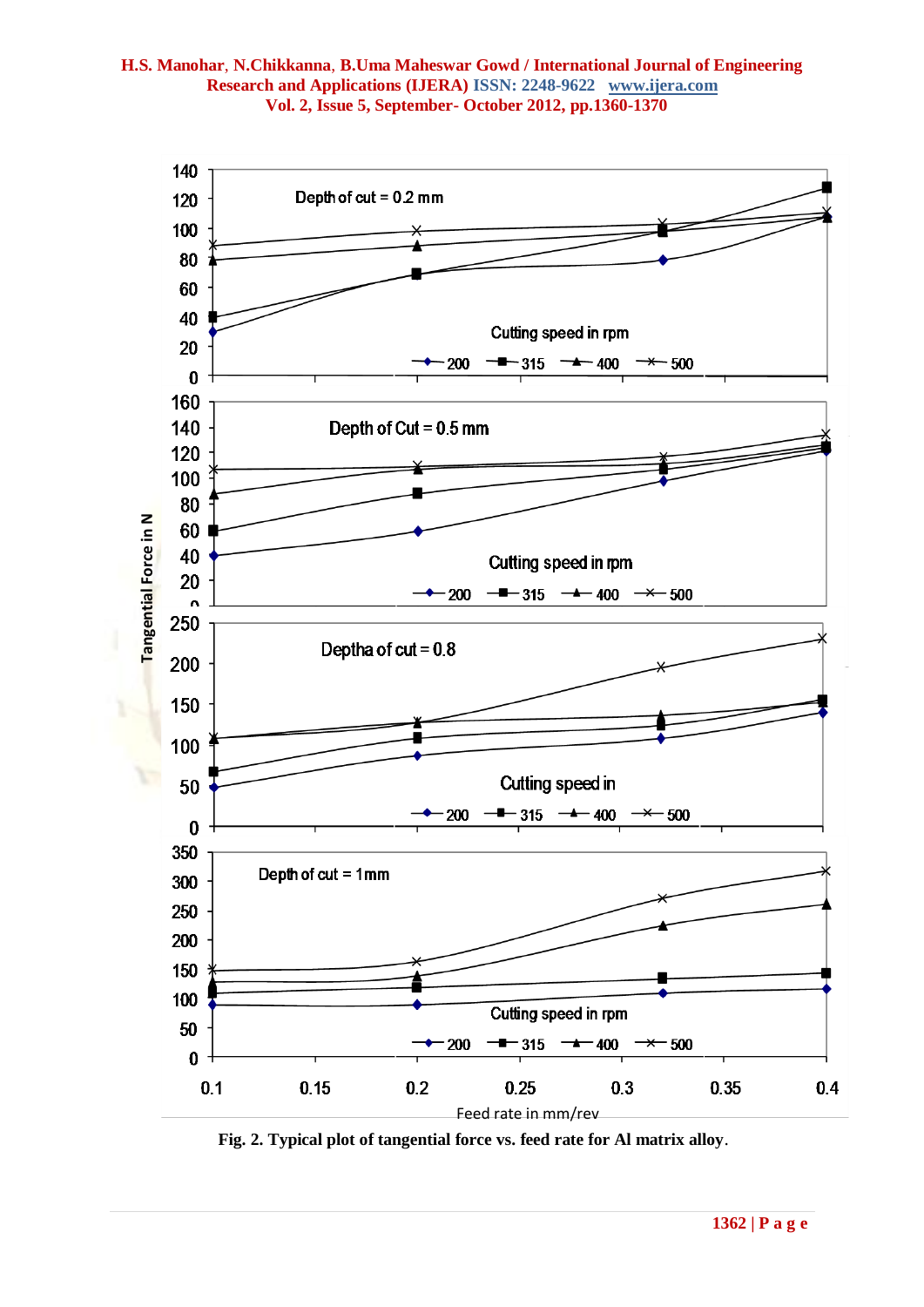Fig. 2. Typical plot of tangential force vs. feed rate for Al matrix alloy.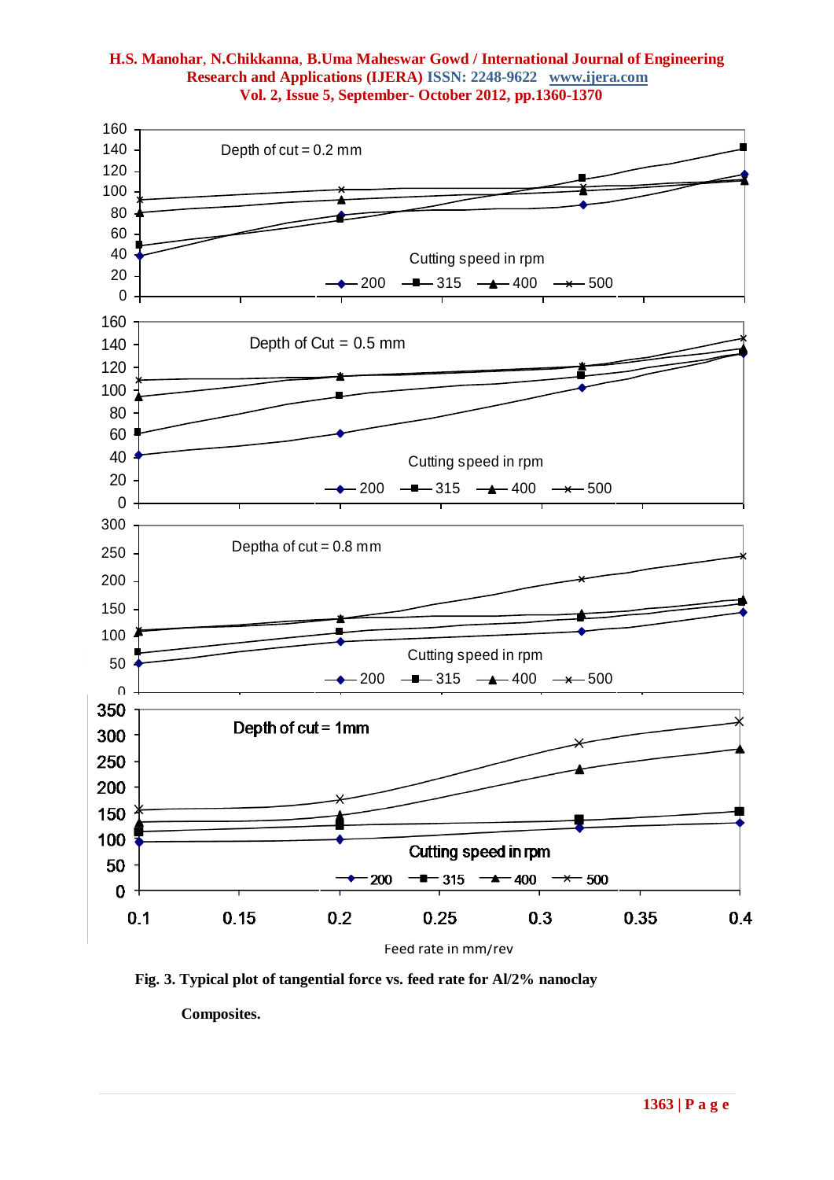Fig. 3. Typical plot of tangential force vs. feed rate for Al/2% nanoclay Composites.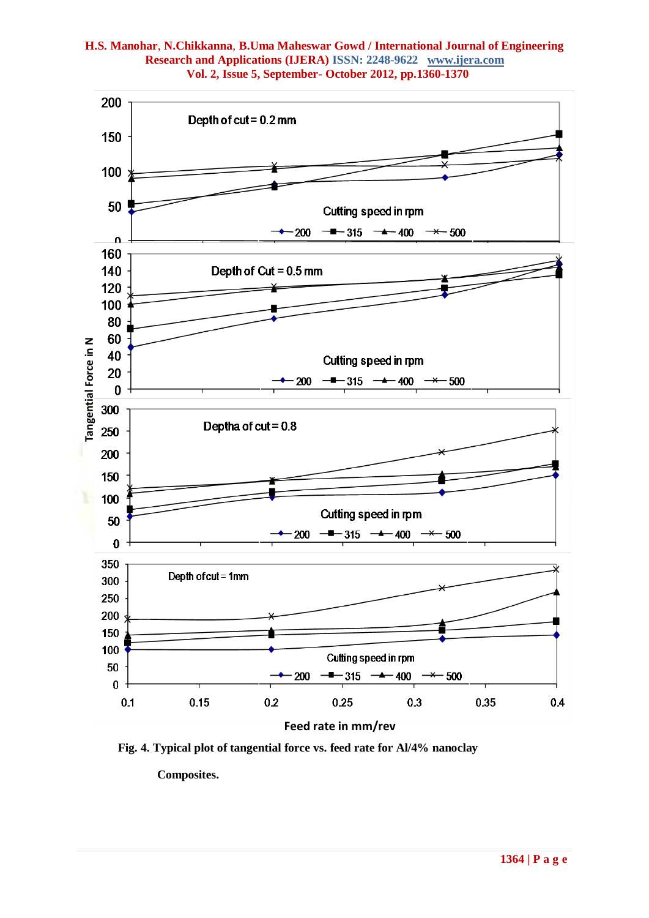Fig. 4. Typical plot of tangential force vs. feed rate for Al/4% nanoclay Composites.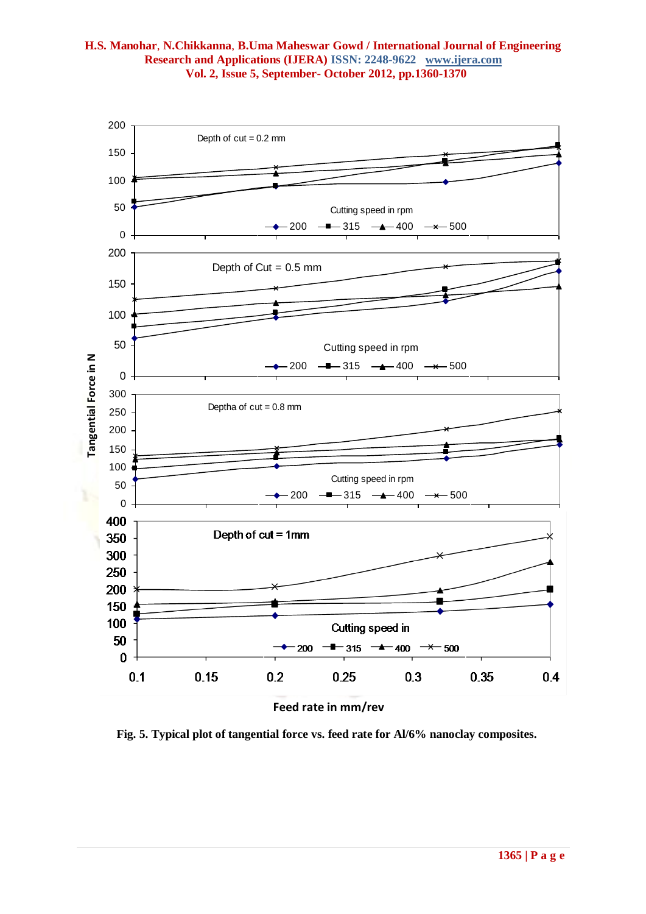Fig. 5. Typical plot of tangential force vs. feed rate for Al/6% nanoclay composites.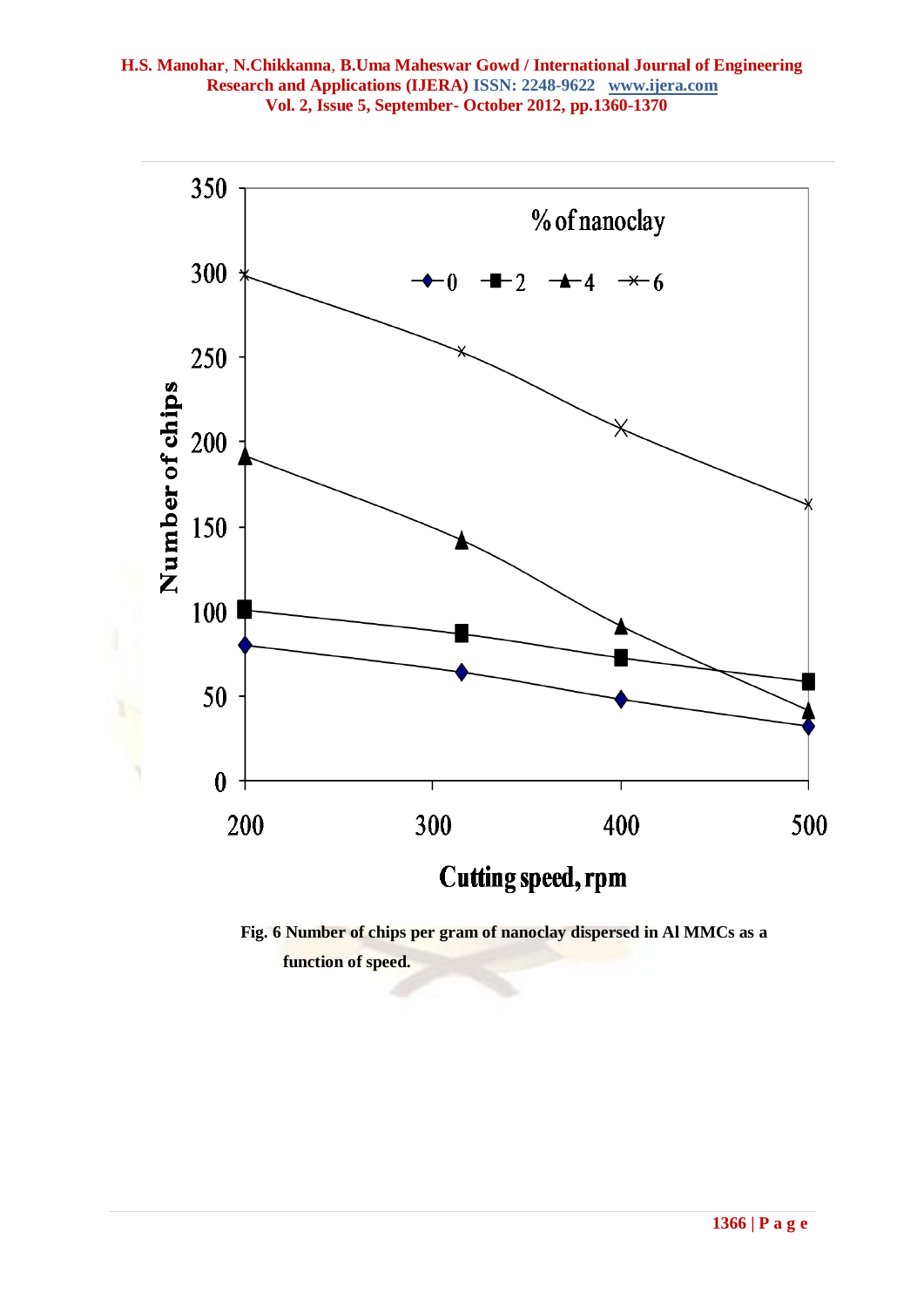Fig. 6 Number of chips per gram of nanoclay dispersed in Al MMCs as a function of speed.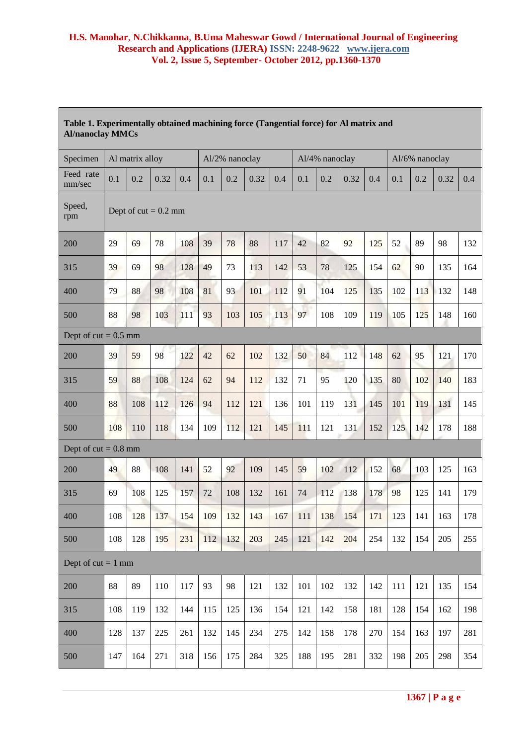**Table 1. Experimentally obtained machining force (Tangential force) for Al matrix and Al/nanoclay MMCs**

| Specimen | Al matrix alloy | | | | Al/2% nanoclay | | | | Al/4% nanoclay | | | | Al/6% nanoclay | | | |
|---|---|---|---|---|---|---|---|---|---|---|---|---|---|---|---|---|
| Feed rate mm/sec | 0.1 | 0.2 | 0.32 | 0.4 | 0.1 | 0.2 | 0.32 | 0.4 | 0.1 | 0.2 | 0.32 | 0.4 | 0.1 | 0.2 | 0.32 | 0.4 |
| Speed, rpm | Dept of cut = 0.2 mm | | | | | | | | | | | | | | | |
| 200 | 29 | 69 | 78 | 108 | 39 | 78 | 88 | 117 | 42 | 82 | 92 | 125 | 52 | 89 | 98 | 132 |
| 315 | 39 | 69 | 98 | 128 | 49 | 73 | 113 | 142 | 53 | 78 | 125 | 154 | 62 | 90 | 135 | 164 |
| 400 | 79 | 88 | 98 | 108 | 81 | 93 | 101 | 112 | 91 | 104 | 125 | 135 | 102 | 113 | 132 | 148 |
| 500 | 88 | 98 | 103 | 111 | 93 | 103 | 105 | 113 | 97 | 108 | 109 | 119 | 105 | 125 | 148 | 160 |
| Dept of cut = 0.5 mm | | | | | | | | | | | | | | | | |
| 200 | 39 | 59 | 98 | 122 | 42 | 62 | 102 | 132 | 50 | 84 | 112 | 148 | 62 | 95 | 121 | 170 |
| 315 | 59 | 88 | 108 | 124 | 62 | 94 | 112 | 132 | 71 | 95 | 120 | 135 | 80 | 102 | 140 | 183 |
| 400 | 88 | 108 | 112 | 126 | 94 | 112 | 121 | 136 | 101 | 119 | 131 | 145 | 101 | 119 | 131 | 145 |
| 500 | 108 | 110 | 118 | 134 | 109 | 112 | 121 | 145 | 111 | 121 | 131 | 152 | 125 | 142 | 178 | 188 |
| Dept of cut = 0.8 mm | | | | | | | | | | | | | | | | |
| 200 | 49 | 88 | 108 | 141 | 52 | 92 | 109 | 145 | 59 | 102 | 112 | 152 | 68 | 103 | 125 | 163 |
| 315 | 69 | 108 | 125 | 157 | 72 | 108 | 132 | 161 | 74 | 112 | 138 | 178 | 98 | 125 | 141 | 179 |
| 400 | 108 | 128 | 137 | 154 | 109 | 132 | 143 | 167 | 111 | 138 | 154 | 171 | 123 | 141 | 163 | 178 |
| 500 | 108 | 128 | 195 | 231 | 112 | 132 | 203 | 245 | 121 | 142 | 204 | 254 | 132 | 154 | 205 | 255 |
| Dept of cut = 1 mm | | | | | | | | | | | | | | | | |
| 200 | 88 | 89 | 110 | 117 | 93 | 98 | 121 | 132 | 101 | 102 | 132 | 142 | 111 | 121 | 135 | 154 |
| 315 | 108 | 119 | 132 | 144 | 115 | 125 | 136 | 154 | 121 | 142 | 158 | 181 | 128 | 154 | 162 | 198 |
| 400 | 128 | 137 | 225 | 261 | 132 | 145 | 234 | 275 | 142 | 158 | 178 | 270 | 154 | 163 | 197 | 281 |
| 500 | 147 | 164 | 271 | 318 | 156 | 175 | 284 | 325 | 188 | 195 | 281 | 332 | 198 | 205 | 298 | 354 |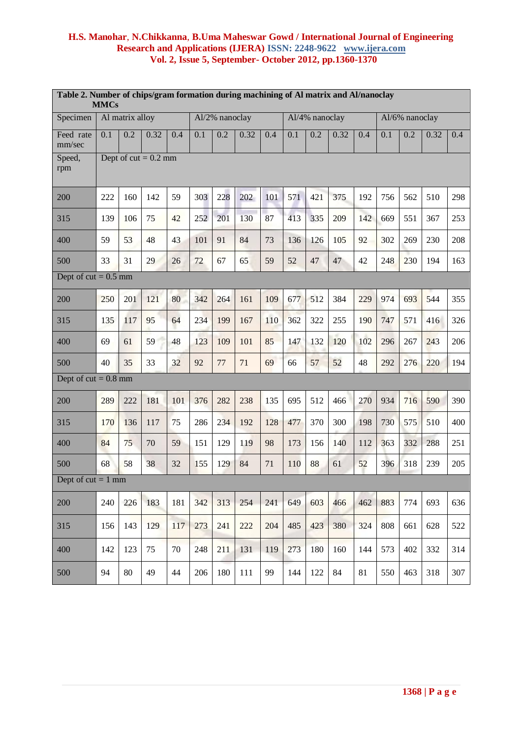**Table 2. Number of chips/gram formation during machining of Al matrix and Al/nanoclay MMCs**

| Specimen | Al matrix alloy | | | | Al/2% nanoclay | | | | Al/4% nanoclay | | | | Al/6% nanoclay | | | |
|---|---|---|---|---|---|---|---|---|---|---|---|---|---|---|---|---|
| Feed rate mm/sec | 0.1 | 0.2 | 0.32 | 0.4 | 0.1 | 0.2 | 0.32 | 0.4 | 0.1 | 0.2 | 0.32 | 0.4 | 0.1 | 0.2 | 0.32 | 0.4 |
| Speed, rpm | Dept of cut = 0.2 mm | | | | | | | | | | | | | | | |
| 200 | 222 | 160 | 142 | 59 | 303 | 228 | 202 | 101 | 571 | 421 | 375 | 192 | 756 | 562 | 510 | 298 |
| 315 | 139 | 106 | 75 | 42 | 252 | 201 | 130 | 87 | 413 | 335 | 209 | 142 | 669 | 551 | 367 | 253 |
| 400 | 59 | 53 | 48 | 43 | 101 | 91 | 84 | 73 | 136 | 126 | 105 | 92 | 302 | 269 | 230 | 208 |
| 500 | 33 | 31 | 29 | 26 | 72 | 67 | 65 | 59 | 52 | 47 | 47 | 42 | 248 | 230 | 194 | 163 |
| Dept of cut = 0.5 mm | | | | | | | | | | | | | | | | |
| 200 | 250 | 201 | 121 | 80 | 342 | 264 | 161 | 109 | 677 | 512 | 384 | 229 | 974 | 693 | 544 | 355 |
| 315 | 135 | 117 | 95 | 64 | 234 | 199 | 167 | 110 | 362 | 322 | 255 | 190 | 747 | 571 | 416 | 326 |
| 400 | 69 | 61 | 59 | 48 | 123 | 109 | 101 | 85 | 147 | 132 | 120 | 102 | 296 | 267 | 243 | 206 |
| 500 | 40 | 35 | 33 | 32 | 92 | 77 | 71 | 69 | 66 | 57 | 52 | 48 | 292 | 276 | 220 | 194 |
| Dept of cut = 0.8 mm | | | | | | | | | | | | | | | | |
| 200 | 289 | 222 | 181 | 101 | 376 | 282 | 238 | 135 | 695 | 512 | 466 | 270 | 934 | 716 | 590 | 390 |
| 315 | 170 | 136 | 117 | 75 | 286 | 234 | 192 | 128 | 477 | 370 | 300 | 198 | 730 | 575 | 510 | 400 |
| 400 | 84 | 75 | 70 | 59 | 151 | 129 | 119 | 98 | 173 | 156 | 140 | 112 | 363 | 332 | 288 | 251 |
| 500 | 68 | 58 | 38 | 32 | 155 | 129 | 84 | 71 | 110 | 88 | 61 | 52 | 396 | 318 | 239 | 205 |
| Dept of cut = 1 mm | | | | | | | | | | | | | | | | |
| 200 | 240 | 226 | 183 | 181 | 342 | 313 | 254 | 241 | 649 | 603 | 466 | 462 | 883 | 774 | 693 | 636 |
| 315 | 156 | 143 | 129 | 117 | 273 | 241 | 222 | 204 | 485 | 423 | 380 | 324 | 808 | 661 | 628 | 522 |
| 400 | 142 | 123 | 75 | 70 | 248 | 211 | 131 | 119 | 273 | 180 | 160 | 144 | 573 | 402 | 332 | 314 |
| 500 | 94 | 80 | 49 | 44 | 206 | 180 | 111 | 99 | 144 | 122 | 84 | 81 | 550 | 463 | 318 | 307 |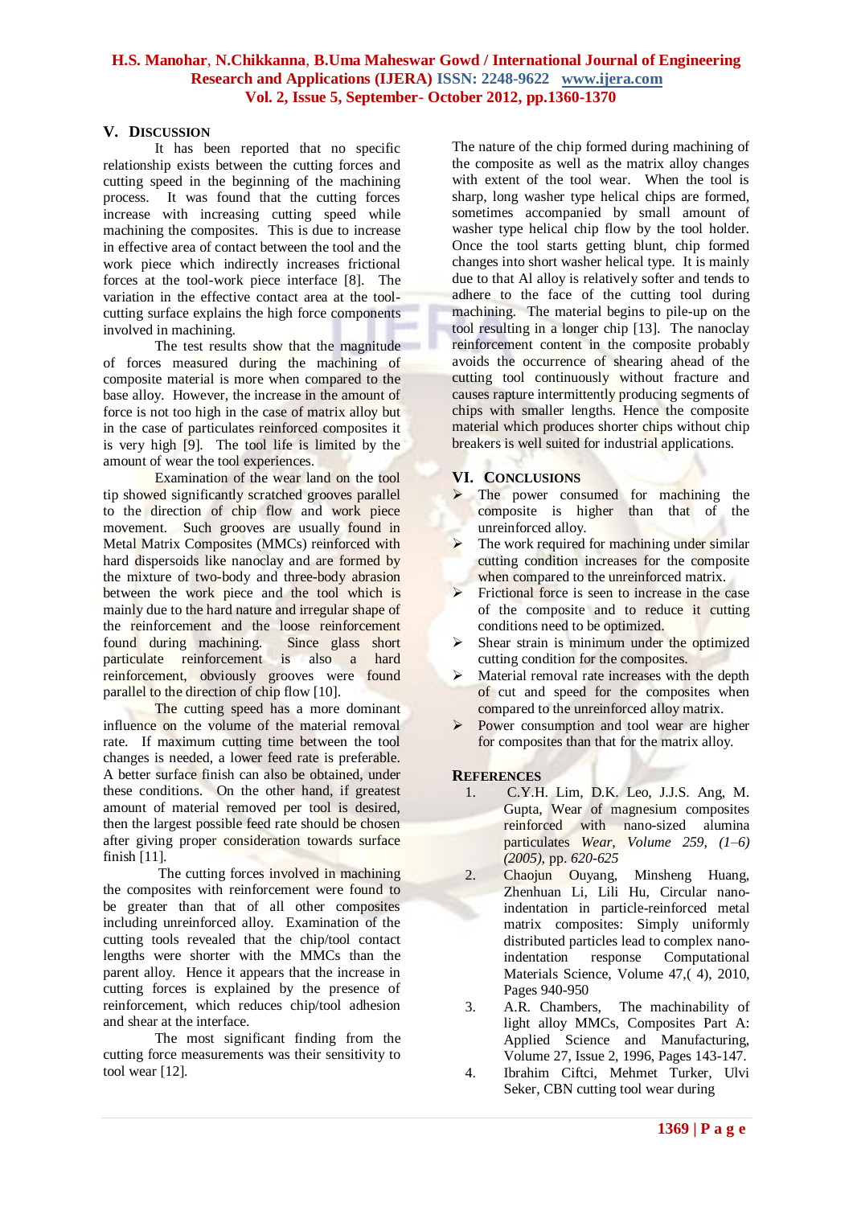## V. DISCUSSION

It has been reported that no specific relationship exists between the cutting forces and cutting speed in the beginning of the machining process. It was found that the cutting forces increase with increasing cutting speed while machining the composites. This is due to increase in effective area of contact between the tool and the work piece which indirectly increases frictional forces at the tool-work piece interface [8]. The variation in the effective contact area at the tool-cutting surface explains the high force components involved in machining.

The test results show that the magnitude of forces measured during the machining of composite material is more when compared to the base alloy. However, the increase in the amount of force is not too high in the case of matrix alloy but in the case of particulates reinforced composites it is very high [9]. The tool life is limited by the amount of wear the tool experiences.

Examination of the wear land on the tool tip showed significantly scratched grooves parallel to the direction of chip flow and work piece movement. Such grooves are usually found in Metal Matrix Composites (MMCs) reinforced with hard dispersoids like nanoclay and are formed by the mixture of two-body and three-body abrasion between the work piece and the tool which is mainly due to the hard nature and irregular shape of the reinforcement and the loose reinforcement found during machining. Since glass short particulate reinforcement is also a hard reinforcement, obviously grooves were found parallel to the direction of chip flow [10].

The cutting speed has a more dominant influence on the volume of the material removal rate. If maximum cutting time between the tool changes is needed, a lower feed rate is preferable. A better surface finish can also be obtained, under these conditions. On the other hand, if greatest amount of material removed per tool is desired, then the largest possible feed rate should be chosen after giving proper consideration towards surface finish [11].

The cutting forces involved in machining the composites with reinforcement were found to be greater than that of all other composites including unreinforced alloy. Examination of the cutting tools revealed that the chip/tool contact lengths were shorter with the MMCs than the parent alloy. Hence it appears that the increase in cutting forces is explained by the presence of reinforcement, which reduces chip/tool adhesion and shear at the interface.

The most significant finding from the cutting force measurements was their sensitivity to tool wear [12].

The nature of the chip formed during machining of the composite as well as the matrix alloy changes with extent of the tool wear. When the tool is sharp, long washer type helical chips are formed, sometimes accompanied by small amount of washer type helical chip flow by the tool holder. Once the tool starts getting blunt, chip formed changes into short washer helical type. It is mainly due to that Al alloy is relatively softer and tends to adhere to the face of the cutting tool during machining. The material begins to pile-up on the tool resulting in a longer chip [13]. The nanoclay reinforcement content in the composite probably avoids the occurrence of shearing ahead of the cutting tool continuously without fracture and causes rapture intermittently producing segments of chips with smaller lengths. Hence the composite material which produces shorter chips without chip breakers is well suited for industrial applications.

## VI. CONCLUSIONS

- The power consumed for machining the composite is higher than that of the unreinforced alloy.
- The work required for machining under similar cutting condition increases for the composite when compared to the unreinforced matrix.
- Frictional force is seen to increase in the case of the composite and to reduce it cutting conditions need to be optimized.
- Shear strain is minimum under the optimized cutting condition for the composites.
- Material removal rate increases with the depth of cut and speed for the composites when compared to the unreinforced alloy matrix.
- Power consumption and tool wear are higher for composites than that for the matrix alloy.

## REFERENCES

1. C.Y.H. Lim, D.K. Leo, J.J.S. Ang, M. Gupta, Wear of magnesium composites reinforced with nano-sized alumina particulates *Wear, Volume 259, (1–6) (2005)*, pp. *620-625*
2. Chaojun Ouyang, Minsheng Huang, Zhenhuan Li, Lili Hu, Circular nano-indentation in particle-reinforced metal matrix composites: Simply uniformly distributed particles lead to complex nano-indentation response Computational Materials Science, Volume 47,( 4), 2010, Pages 940-950
3. A.R. Chambers, The machinability of light alloy MMCs, Composites Part A: Applied Science and Manufacturing, Volume 27, Issue 2, 1996, Pages 143-147.
4. Ibrahim Ciftci, Mehmet Turker, Ulvi Seker, CBN cutting tool wear during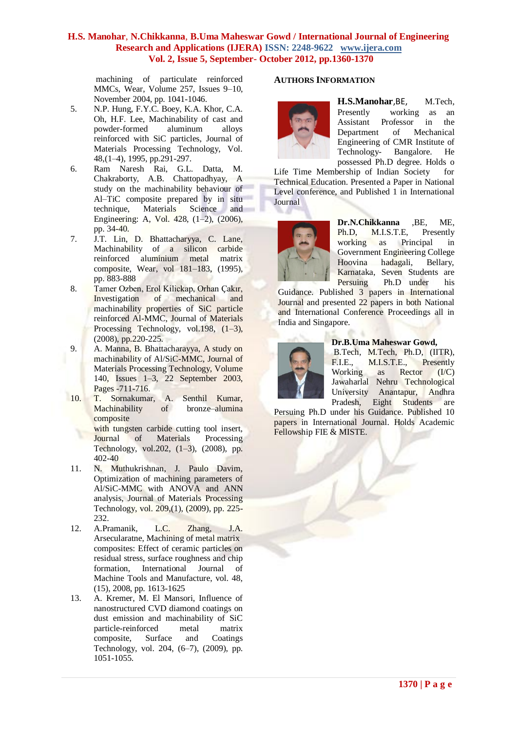machining of particulate reinforced MMCs, Wear, Volume 257, Issues 9–10, November 2004, pp. 1041-1046.

5. N.P. Hung, F.Y.C. Boey, K.A. Khor, C.A. Oh, H.F. Lee, Machinability of cast and powder-formed aluminum alloys reinforced with SiC particles, Journal of Materials Processing Technology, Vol. 48,(1–4), 1995, pp.291-297.
6. Ram Naresh Rai, G.L. Datta, M. Chakraborty, A.B. Chattopadhyay, A study on the machinability behaviour of Al–TiC composite prepared by in situ technique, Materials Science and Engineering: A, Vol. 428, (1–2), (2006), pp. 34-40.
7. J.T. Lin, D. Bhattacharyya, C. Lane, Machinability of a silicon carbide reinforced aluminium metal matrix composite, Wear, vol 181–183, (1995), pp. 883-888
8. Tamer Ozben, Erol Kilickap, Orhan Çakır, Investigation of mechanical and machinability properties of SiC particle reinforced Al-MMC, Journal of Materials Processing Technology, vol.198, (1–3), (2008), pp.220-225.
9. A. Manna, B. Bhattacharayya, A study on machinability of Al/SiC-MMC, Journal of Materials Processing Technology, Volume 140, Issues 1–3, 22 September 2003, Pages -711-716.
10. T. Sornakumar, A. Senthil Kumar, Machinability of bronze–alumina composite with tungsten carbide cutting tool insert, Journal of Materials Processing Technology, vol.202, (1–3), (2008), pp. 402-40
11. N. Muthukrishnan, J. Paulo Davim, Optimization of machining parameters of Al/SiC-MMC with ANOVA and ANN analysis, Journal of Materials Processing Technology, vol. 209,(1), (2009), pp. 225-232.
12. A.Pramanik, L.C. Zhang, J.A. Arsecularatne, Machining of metal matrix composites: Effect of ceramic particles on residual stress, surface roughness and chip formation, International Journal of Machine Tools and Manufacture, vol. 48, (15), 2008, pp. 1613-1625
13. A. Kremer, M. El Mansori, Influence of nanostructured CVD diamond coatings on dust emission and machinability of SiC particle-reinforced metal matrix composite, Surface and Coatings Technology, vol. 204, (6–7), (2009), pp. 1051-1055.

## AUTHORS INFORMATION

**H.S.Manohar**,BE, M.Tech, Presently working as an Assistant Professor in the Department of Mechanical Engineering of CMR Institute of Technology- Bangalore. He possessed Ph.D degree. Holds o Life Time Membership of Indian Society for Technical Education. Presented a Paper in National Level conference, and Published 1 in International Journal

**Dr.N.Chikkanna** ,BE, ME, Ph.D, M.I.S.T.E, Presently working as Principal in Government Engineering College Hoovina hadagali, Bellary, Karnataka, Seven Students are Persuing Ph.D under his Guidance. Published 3 papers in International Journal and presented 22 papers in both National and International Conference Proceedings all in India and Singapore.

**Dr.B.Uma Maheswar Gowd,** B.Tech, M.Tech, Ph.D, (IITR), F.I.E., M.I.S.T.E., Presently Working as Rector (I/C) Jawaharlal Nehru Technological University Anantapur, Andhra Pradesh, Eight Students are Persuing Ph.D under his Guidance. Published 10 papers in International Journal. Holds Academic Fellowship FIE & MISTE.